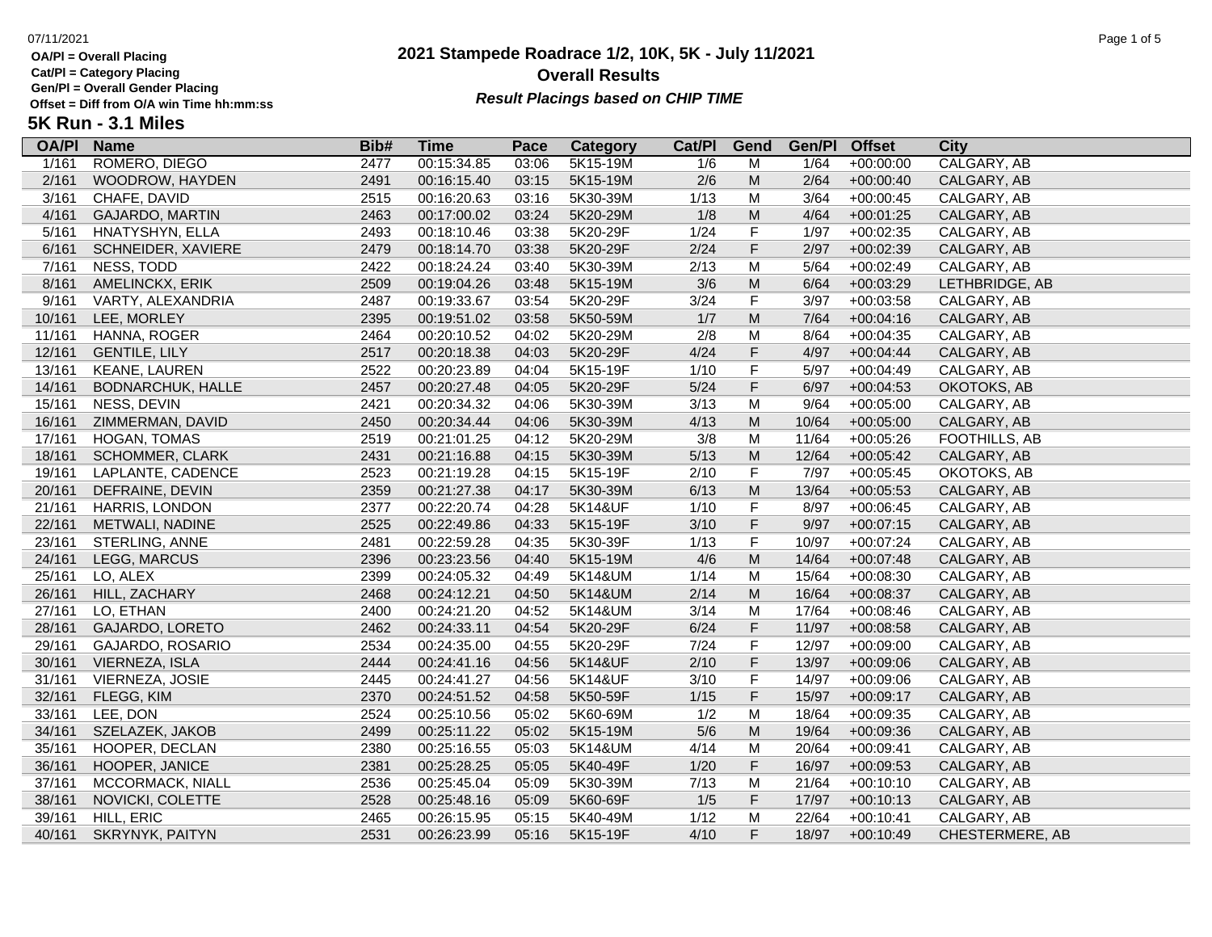OA/Pl = Overall Placing
Cat/Pl = Category Placing
Gen/Pl = Overall Gender Placing
Offset = Diff from O/A win Time hh:mm:ss

# 2021 Stampede Roadrace 1/2, 10K, 5K - July 11/2021

## Overall Results

***Result Placings based on CHIP TIME***

## 5K Run - 3.1 Miles

| OA/Pl | Name | Bib# | Time | Pace | Category | Cat/Pl | Gend | Gen/Pl | Offset | City |
|---|---|---|---|---|---|---|---|---|---|---|
| 1/161 | ROMERO, DIEGO | 2477 | 00:15:34.85 | 03:06 | 5K15-19M | 1/6 | M | 1/64 | +00:00:00 | CALGARY, AB |
| 2/161 | WOODROW, HAYDEN | 2491 | 00:16:15.40 | 03:15 | 5K15-19M | 2/6 | M | 2/64 | +00:00:40 | CALGARY, AB |
| 3/161 | CHAFE, DAVID | 2515 | 00:16:20.63 | 03:16 | 5K30-39M | 1/13 | M | 3/64 | +00:00:45 | CALGARY, AB |
| 4/161 | GAJARDO, MARTIN | 2463 | 00:17:00.02 | 03:24 | 5K20-29M | 1/8 | M | 4/64 | +00:01:25 | CALGARY, AB |
| 5/161 | HNATYSHYN, ELLA | 2493 | 00:18:10.46 | 03:38 | 5K20-29F | 1/24 | F | 1/97 | +00:02:35 | CALGARY, AB |
| 6/161 | SCHNEIDER, XAVIERE | 2479 | 00:18:14.70 | 03:38 | 5K20-29F | 2/24 | F | 2/97 | +00:02:39 | CALGARY, AB |
| 7/161 | NESS, TODD | 2422 | 00:18:24.24 | 03:40 | 5K30-39M | 2/13 | M | 5/64 | +00:02:49 | CALGARY, AB |
| 8/161 | AMELINCKX, ERIK | 2509 | 00:19:04.26 | 03:48 | 5K15-19M | 3/6 | M | 6/64 | +00:03:29 | LETHBRIDGE, AB |
| 9/161 | VARTY, ALEXANDRIA | 2487 | 00:19:33.67 | 03:54 | 5K20-29F | 3/24 | F | 3/97 | +00:03:58 | CALGARY, AB |
| 10/161 | LEE, MORLEY | 2395 | 00:19:51.02 | 03:58 | 5K50-59M | 1/7 | M | 7/64 | +00:04:16 | CALGARY, AB |
| 11/161 | HANNA, ROGER | 2464 | 00:20:10.52 | 04:02 | 5K20-29M | 2/8 | M | 8/64 | +00:04:35 | CALGARY, AB |
| 12/161 | GENTILE, LILY | 2517 | 00:20:18.38 | 04:03 | 5K20-29F | 4/24 | F | 4/97 | +00:04:44 | CALGARY, AB |
| 13/161 | KEANE, LAUREN | 2522 | 00:20:23.89 | 04:04 | 5K15-19F | 1/10 | F | 5/97 | +00:04:49 | CALGARY, AB |
| 14/161 | BODNARCHUK, HALLE | 2457 | 00:20:27.48 | 04:05 | 5K20-29F | 5/24 | F | 6/97 | +00:04:53 | OKOTOKS, AB |
| 15/161 | NESS, DEVIN | 2421 | 00:20:34.32 | 04:06 | 5K30-39M | 3/13 | M | 9/64 | +00:05:00 | CALGARY, AB |
| 16/161 | ZIMMERMAN, DAVID | 2450 | 00:20:34.44 | 04:06 | 5K30-39M | 4/13 | M | 10/64 | +00:05:00 | CALGARY, AB |
| 17/161 | HOGAN, TOMAS | 2519 | 00:21:01.25 | 04:12 | 5K20-29M | 3/8 | M | 11/64 | +00:05:26 | FOOTHILLS, AB |
| 18/161 | SCHOMMER, CLARK | 2431 | 00:21:16.88 | 04:15 | 5K30-39M | 5/13 | M | 12/64 | +00:05:42 | CALGARY, AB |
| 19/161 | LAPLANTE, CADENCE | 2523 | 00:21:19.28 | 04:15 | 5K15-19F | 2/10 | F | 7/97 | +00:05:45 | OKOTOKS, AB |
| 20/161 | DEFRAINE, DEVIN | 2359 | 00:21:27.38 | 04:17 | 5K30-39M | 6/13 | M | 13/64 | +00:05:53 | CALGARY, AB |
| 21/161 | HARRIS, LONDON | 2377 | 00:22:20.74 | 04:28 | 5K14&UF | 1/10 | F | 8/97 | +00:06:45 | CALGARY, AB |
| 22/161 | METWALI, NADINE | 2525 | 00:22:49.86 | 04:33 | 5K15-19F | 3/10 | F | 9/97 | +00:07:15 | CALGARY, AB |
| 23/161 | STERLING, ANNE | 2481 | 00:22:59.28 | 04:35 | 5K30-39F | 1/13 | F | 10/97 | +00:07:24 | CALGARY, AB |
| 24/161 | LEGG, MARCUS | 2396 | 00:23:23.56 | 04:40 | 5K15-19M | 4/6 | M | 14/64 | +00:07:48 | CALGARY, AB |
| 25/161 | LO, ALEX | 2399 | 00:24:05.32 | 04:49 | 5K14&UM | 1/14 | M | 15/64 | +00:08:30 | CALGARY, AB |
| 26/161 | HILL, ZACHARY | 2468 | 00:24:12.21 | 04:50 | 5K14&UM | 2/14 | M | 16/64 | +00:08:37 | CALGARY, AB |
| 27/161 | LO, ETHAN | 2400 | 00:24:21.20 | 04:52 | 5K14&UM | 3/14 | M | 17/64 | +00:08:46 | CALGARY, AB |
| 28/161 | GAJARDO, LORETO | 2462 | 00:24:33.11 | 04:54 | 5K20-29F | 6/24 | F | 11/97 | +00:08:58 | CALGARY, AB |
| 29/161 | GAJARDO, ROSARIO | 2534 | 00:24:35.00 | 04:55 | 5K20-29F | 7/24 | F | 12/97 | +00:09:00 | CALGARY, AB |
| 30/161 | VIERNEZA, ISLA | 2444 | 00:24:41.16 | 04:56 | 5K14&UF | 2/10 | F | 13/97 | +00:09:06 | CALGARY, AB |
| 31/161 | VIERNEZA, JOSIE | 2445 | 00:24:41.27 | 04:56 | 5K14&UF | 3/10 | F | 14/97 | +00:09:06 | CALGARY, AB |
| 32/161 | FLEGG, KIM | 2370 | 00:24:51.52 | 04:58 | 5K50-59F | 1/15 | F | 15/97 | +00:09:17 | CALGARY, AB |
| 33/161 | LEE, DON | 2524 | 00:25:10.56 | 05:02 | 5K60-69M | 1/2 | M | 18/64 | +00:09:35 | CALGARY, AB |
| 34/161 | SZELAZEK, JAKOB | 2499 | 00:25:11.22 | 05:02 | 5K15-19M | 5/6 | M | 19/64 | +00:09:36 | CALGARY, AB |
| 35/161 | HOOPER, DECLAN | 2380 | 00:25:16.55 | 05:03 | 5K14&UM | 4/14 | M | 20/64 | +00:09:41 | CALGARY, AB |
| 36/161 | HOOPER, JANICE | 2381 | 00:25:28.25 | 05:05 | 5K40-49F | 1/20 | F | 16/97 | +00:09:53 | CALGARY, AB |
| 37/161 | MCCORMACK, NIALL | 2536 | 00:25:45.04 | 05:09 | 5K30-39M | 7/13 | M | 21/64 | +00:10:10 | CALGARY, AB |
| 38/161 | NOVICKI, COLETTE | 2528 | 00:25:48.16 | 05:09 | 5K60-69F | 1/5 | F | 17/97 | +00:10:13 | CALGARY, AB |
| 39/161 | HILL, ERIC | 2465 | 00:26:15.95 | 05:15 | 5K40-49M | 1/12 | M | 22/64 | +00:10:41 | CALGARY, AB |
| 40/161 | SKRYNYK, PAITYN | 2531 | 00:26:23.99 | 05:16 | 5K15-19F | 4/10 | F | 18/97 | +00:10:49 | CHESTERMERE, AB |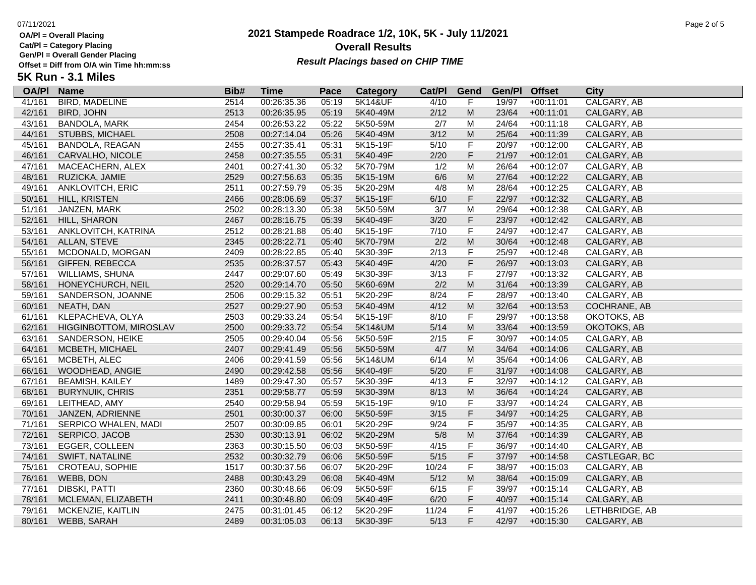**OA/Pl = Overall Placing**
**Cat/Pl = Category Placing**
**Gen/Pl = Overall Gender Placing**
**Offset = Diff from O/A win Time hh:mm:ss**

# 2021 Stampede Roadrace 1/2, 10K, 5K - July 11/2021

## Overall Results

***Result Placings based on CHIP TIME***

### 5K Run - 3.1 Miles

| OA/Pl | Name | Bib# | Time | Pace | Category | Cat/Pl | Gend | Gen/Pl | Offset | City |
|---|---|---|---|---|---|---|---|---|---|---|
| 41/161 | BIRD, MADELINE | 2514 | 00:26:35.36 | 05:19 | 5K14&UF | 4/10 | F | 19/97 | +00:11:01 | CALGARY, AB |
| 42/161 | BIRD, JOHN | 2513 | 00:26:35.95 | 05:19 | 5K40-49M | 2/12 | M | 23/64 | +00:11:01 | CALGARY, AB |
| 43/161 | BANDOLA, MARK | 2454 | 00:26:53.22 | 05:22 | 5K50-59M | 2/7 | M | 24/64 | +00:11:18 | CALGARY, AB |
| 44/161 | STUBBS, MICHAEL | 2508 | 00:27:14.04 | 05:26 | 5K40-49M | 3/12 | M | 25/64 | +00:11:39 | CALGARY, AB |
| 45/161 | BANDOLA, REAGAN | 2455 | 00:27:35.41 | 05:31 | 5K15-19F | 5/10 | F | 20/97 | +00:12:00 | CALGARY, AB |
| 46/161 | CARVALHO, NICOLE | 2458 | 00:27:35.55 | 05:31 | 5K40-49F | 2/20 | F | 21/97 | +00:12:01 | CALGARY, AB |
| 47/161 | MACEACHERN, ALEX | 2401 | 00:27:41.30 | 05:32 | 5K70-79M | 1/2 | M | 26/64 | +00:12:07 | CALGARY, AB |
| 48/161 | RUZICKA, JAMIE | 2529 | 00:27:56.63 | 05:35 | 5K15-19M | 6/6 | M | 27/64 | +00:12:22 | CALGARY, AB |
| 49/161 | ANKLOVITCH, ERIC | 2511 | 00:27:59.79 | 05:35 | 5K20-29M | 4/8 | M | 28/64 | +00:12:25 | CALGARY, AB |
| 50/161 | HILL, KRISTEN | 2466 | 00:28:06.69 | 05:37 | 5K15-19F | 6/10 | F | 22/97 | +00:12:32 | CALGARY, AB |
| 51/161 | JANZEN, MARK | 2502 | 00:28:13.30 | 05:38 | 5K50-59M | 3/7 | M | 29/64 | +00:12:38 | CALGARY, AB |
| 52/161 | HILL, SHARON | 2467 | 00:28:16.75 | 05:39 | 5K40-49F | 3/20 | F | 23/97 | +00:12:42 | CALGARY, AB |
| 53/161 | ANKLOVITCH, KATRINA | 2512 | 00:28:21.88 | 05:40 | 5K15-19F | 7/10 | F | 24/97 | +00:12:47 | CALGARY, AB |
| 54/161 | ALLAN, STEVE | 2345 | 00:28:22.71 | 05:40 | 5K70-79M | 2/2 | M | 30/64 | +00:12:48 | CALGARY, AB |
| 55/161 | MCDONALD, MORGAN | 2409 | 00:28:22.85 | 05:40 | 5K30-39F | 2/13 | F | 25/97 | +00:12:48 | CALGARY, AB |
| 56/161 | GIFFEN, REBECCA | 2535 | 00:28:37.57 | 05:43 | 5K40-49F | 4/20 | F | 26/97 | +00:13:03 | CALGARY, AB |
| 57/161 | WILLIAMS, SHUNA | 2447 | 00:29:07.60 | 05:49 | 5K30-39F | 3/13 | F | 27/97 | +00:13:32 | CALGARY, AB |
| 58/161 | HONEYCHURCH, NEIL | 2520 | 00:29:14.70 | 05:50 | 5K60-69M | 2/2 | M | 31/64 | +00:13:39 | CALGARY, AB |
| 59/161 | SANDERSON, JOANNE | 2506 | 00:29:15.32 | 05:51 | 5K20-29F | 8/24 | F | 28/97 | +00:13:40 | CALGARY, AB |
| 60/161 | NEATH, DAN | 2527 | 00:29:27.90 | 05:53 | 5K40-49M | 4/12 | M | 32/64 | +00:13:53 | COCHRANE, AB |
| 61/161 | KLEPACHEVA, OLYA | 2503 | 00:29:33.24 | 05:54 | 5K15-19F | 8/10 | F | 29/97 | +00:13:58 | OKOTOKS, AB |
| 62/161 | HIGGINBOTTOM, MIROSLAV | 2500 | 00:29:33.72 | 05:54 | 5K14&UM | 5/14 | M | 33/64 | +00:13:59 | OKOTOKS, AB |
| 63/161 | SANDERSON, HEIKE | 2505 | 00:29:40.04 | 05:56 | 5K50-59F | 2/15 | F | 30/97 | +00:14:05 | CALGARY, AB |
| 64/161 | MCBETH, MICHAEL | 2407 | 00:29:41.49 | 05:56 | 5K50-59M | 4/7 | M | 34/64 | +00:14:06 | CALGARY, AB |
| 65/161 | MCBETH, ALEC | 2406 | 00:29:41.59 | 05:56 | 5K14&UM | 6/14 | M | 35/64 | +00:14:06 | CALGARY, AB |
| 66/161 | WOODHEAD, ANGIE | 2490 | 00:29:42.58 | 05:56 | 5K40-49F | 5/20 | F | 31/97 | +00:14:08 | CALGARY, AB |
| 67/161 | BEAMISH, KAILEY | 1489 | 00:29:47.30 | 05:57 | 5K30-39F | 4/13 | F | 32/97 | +00:14:12 | CALGARY, AB |
| 68/161 | BURYNUIK, CHRIS | 2351 | 00:29:58.77 | 05:59 | 5K30-39M | 8/13 | M | 36/64 | +00:14:24 | CALGARY, AB |
| 69/161 | LEITHEAD, AMY | 2540 | 00:29:58.94 | 05:59 | 5K15-19F | 9/10 | F | 33/97 | +00:14:24 | CALGARY, AB |
| 70/161 | JANZEN, ADRIENNE | 2501 | 00:30:00.37 | 06:00 | 5K50-59F | 3/15 | F | 34/97 | +00:14:25 | CALGARY, AB |
| 71/161 | SERPICO WHALEN, MADI | 2507 | 00:30:09.85 | 06:01 | 5K20-29F | 9/24 | F | 35/97 | +00:14:35 | CALGARY, AB |
| 72/161 | SERPICO, JACOB | 2530 | 00:30:13.91 | 06:02 | 5K20-29M | 5/8 | M | 37/64 | +00:14:39 | CALGARY, AB |
| 73/161 | EGGER, COLLEEN | 2363 | 00:30:15.50 | 06:03 | 5K50-59F | 4/15 | F | 36/97 | +00:14:40 | CALGARY, AB |
| 74/161 | SWIFT, NATALINE | 2532 | 00:30:32.79 | 06:06 | 5K50-59F | 5/15 | F | 37/97 | +00:14:58 | CASTLEGAR, BC |
| 75/161 | CROTEAU, SOPHIE | 1517 | 00:30:37.56 | 06:07 | 5K20-29F | 10/24 | F | 38/97 | +00:15:03 | CALGARY, AB |
| 76/161 | WEBB, DON | 2488 | 00:30:43.29 | 06:08 | 5K40-49M | 5/12 | M | 38/64 | +00:15:09 | CALGARY, AB |
| 77/161 | DIBSKI, PATTI | 2360 | 00:30:48.66 | 06:09 | 5K50-59F | 6/15 | F | 39/97 | +00:15:14 | CALGARY, AB |
| 78/161 | MCLEMAN, ELIZABETH | 2411 | 00:30:48.80 | 06:09 | 5K40-49F | 6/20 | F | 40/97 | +00:15:14 | CALGARY, AB |
| 79/161 | MCKENZIE, KAITLIN | 2475 | 00:31:01.45 | 06:12 | 5K20-29F | 11/24 | F | 41/97 | +00:15:26 | LETHBRIDGE, AB |
| 80/161 | WEBB, SARAH | 2489 | 00:31:05.03 | 06:13 | 5K30-39F | 5/13 | F | 42/97 | +00:15:30 | CALGARY, AB |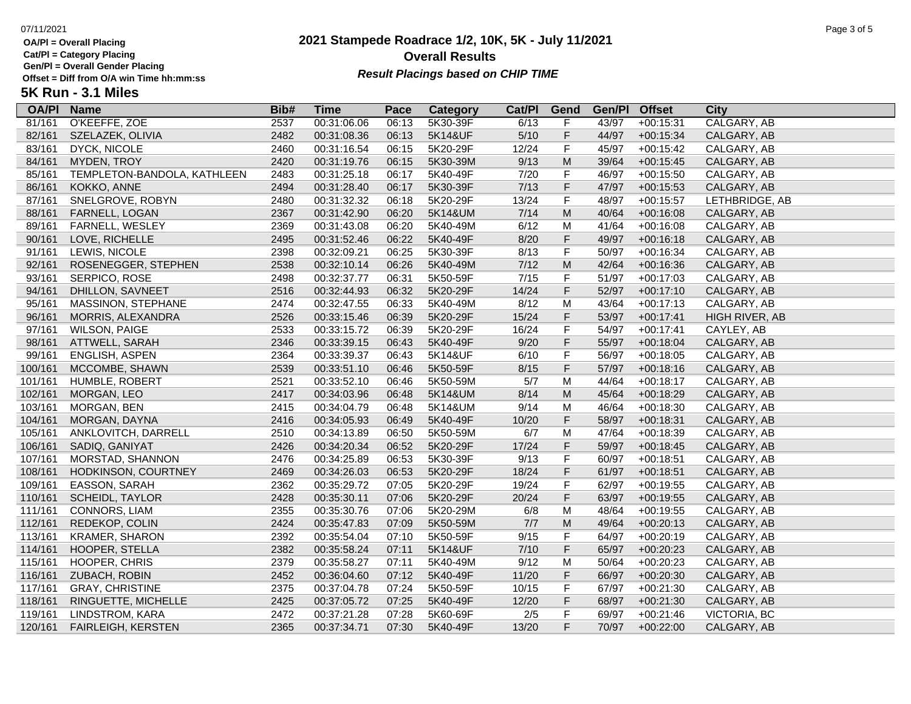OA/Pl = Overall Placing
Cat/Pl = Category Placing
Gen/Pl = Overall Gender Placing
Offset = Diff from O/A win Time hh:mm:ss

# 2021 Stampede Roadrace 1/2, 10K, 5K - July 11/2021

## Overall Results

***Result Placings based on CHIP TIME***

## 5K Run - 3.1 Miles

| OA/Pl | Name | Bib# | Time | Pace | Category | Cat/Pl | Gend | Gen/Pl | Offset | City |
|---|---|---|---|---|---|---|---|---|---|---|
| 81/161 | O'KEEFFE, ZOE | 2537 | 00:31:06.06 | 06:13 | 5K30-39F | 6/13 | F | 43/97 | +00:15:31 | CALGARY, AB |
| 82/161 | SZELAZEK, OLIVIA | 2482 | 00:31:08.36 | 06:13 | 5K14&UF | 5/10 | F | 44/97 | +00:15:34 | CALGARY, AB |
| 83/161 | DYCK, NICOLE | 2460 | 00:31:16.54 | 06:15 | 5K20-29F | 12/24 | F | 45/97 | +00:15:42 | CALGARY, AB |
| 84/161 | MYDEN, TROY | 2420 | 00:31:19.76 | 06:15 | 5K30-39M | 9/13 | M | 39/64 | +00:15:45 | CALGARY, AB |
| 85/161 | TEMPLETON-BANDOLA, KATHLEEN | 2483 | 00:31:25.18 | 06:17 | 5K40-49F | 7/20 | F | 46/97 | +00:15:50 | CALGARY, AB |
| 86/161 | KOKKO, ANNE | 2494 | 00:31:28.40 | 06:17 | 5K30-39F | 7/13 | F | 47/97 | +00:15:53 | CALGARY, AB |
| 87/161 | SNELGROVE, ROBYN | 2480 | 00:31:32.32 | 06:18 | 5K20-29F | 13/24 | F | 48/97 | +00:15:57 | LETHBRIDGE, AB |
| 88/161 | FARNELL, LOGAN | 2367 | 00:31:42.90 | 06:20 | 5K14&UM | 7/14 | M | 40/64 | +00:16:08 | CALGARY, AB |
| 89/161 | FARNELL, WESLEY | 2369 | 00:31:43.08 | 06:20 | 5K40-49M | 6/12 | M | 41/64 | +00:16:08 | CALGARY, AB |
| 90/161 | LOVE, RICHELLE | 2495 | 00:31:52.46 | 06:22 | 5K40-49F | 8/20 | F | 49/97 | +00:16:18 | CALGARY, AB |
| 91/161 | LEWIS, NICOLE | 2398 | 00:32:09.21 | 06:25 | 5K30-39F | 8/13 | F | 50/97 | +00:16:34 | CALGARY, AB |
| 92/161 | ROSENEGGER, STEPHEN | 2538 | 00:32:10.14 | 06:26 | 5K40-49M | 7/12 | M | 42/64 | +00:16:36 | CALGARY, AB |
| 93/161 | SERPICO, ROSE | 2498 | 00:32:37.77 | 06:31 | 5K50-59F | 7/15 | F | 51/97 | +00:17:03 | CALGARY, AB |
| 94/161 | DHILLON, SAVNEET | 2516 | 00:32:44.93 | 06:32 | 5K20-29F | 14/24 | F | 52/97 | +00:17:10 | CALGARY, AB |
| 95/161 | MASSINON, STEPHANE | 2474 | 00:32:47.55 | 06:33 | 5K40-49M | 8/12 | M | 43/64 | +00:17:13 | CALGARY, AB |
| 96/161 | MORRIS, ALEXANDRA | 2526 | 00:33:15.46 | 06:39 | 5K20-29F | 15/24 | F | 53/97 | +00:17:41 | HIGH RIVER, AB |
| 97/161 | WILSON, PAIGE | 2533 | 00:33:15.72 | 06:39 | 5K20-29F | 16/24 | F | 54/97 | +00:17:41 | CAYLEY, AB |
| 98/161 | ATTWELL, SARAH | 2346 | 00:33:39.15 | 06:43 | 5K40-49F | 9/20 | F | 55/97 | +00:18:04 | CALGARY, AB |
| 99/161 | ENGLISH, ASPEN | 2364 | 00:33:39.37 | 06:43 | 5K14&UF | 6/10 | F | 56/97 | +00:18:05 | CALGARY, AB |
| 100/161 | MCCOMBE, SHAWN | 2539 | 00:33:51.10 | 06:46 | 5K50-59F | 8/15 | F | 57/97 | +00:18:16 | CALGARY, AB |
| 101/161 | HUMBLE, ROBERT | 2521 | 00:33:52.10 | 06:46 | 5K50-59M | 5/7 | M | 44/64 | +00:18:17 | CALGARY, AB |
| 102/161 | MORGAN, LEO | 2417 | 00:34:03.96 | 06:48 | 5K14&UM | 8/14 | M | 45/64 | +00:18:29 | CALGARY, AB |
| 103/161 | MORGAN, BEN | 2415 | 00:34:04.79 | 06:48 | 5K14&UM | 9/14 | M | 46/64 | +00:18:30 | CALGARY, AB |
| 104/161 | MORGAN, DAYNA | 2416 | 00:34:05.93 | 06:49 | 5K40-49F | 10/20 | F | 58/97 | +00:18:31 | CALGARY, AB |
| 105/161 | ANKLOVITCH, DARRELL | 2510 | 00:34:13.89 | 06:50 | 5K50-59M | 6/7 | M | 47/64 | +00:18:39 | CALGARY, AB |
| 106/161 | SADIQ, GANIYAT | 2426 | 00:34:20.34 | 06:52 | 5K20-29F | 17/24 | F | 59/97 | +00:18:45 | CALGARY, AB |
| 107/161 | MORSTAD, SHANNON | 2476 | 00:34:25.89 | 06:53 | 5K30-39F | 9/13 | F | 60/97 | +00:18:51 | CALGARY, AB |
| 108/161 | HODKINSON, COURTNEY | 2469 | 00:34:26.03 | 06:53 | 5K20-29F | 18/24 | F | 61/97 | +00:18:51 | CALGARY, AB |
| 109/161 | EASSON, SARAH | 2362 | 00:35:29.72 | 07:05 | 5K20-29F | 19/24 | F | 62/97 | +00:19:55 | CALGARY, AB |
| 110/161 | SCHEIDL, TAYLOR | 2428 | 00:35:30.11 | 07:06 | 5K20-29F | 20/24 | F | 63/97 | +00:19:55 | CALGARY, AB |
| 111/161 | CONNORS, LIAM | 2355 | 00:35:30.76 | 07:06 | 5K20-29M | 6/8 | M | 48/64 | +00:19:55 | CALGARY, AB |
| 112/161 | REDEKOP, COLIN | 2424 | 00:35:47.83 | 07:09 | 5K50-59M | 7/7 | M | 49/64 | +00:20:13 | CALGARY, AB |
| 113/161 | KRAMER, SHARON | 2392 | 00:35:54.04 | 07:10 | 5K50-59F | 9/15 | F | 64/97 | +00:20:19 | CALGARY, AB |
| 114/161 | HOOPER, STELLA | 2382 | 00:35:58.24 | 07:11 | 5K14&UF | 7/10 | F | 65/97 | +00:20:23 | CALGARY, AB |
| 115/161 | HOOPER, CHRIS | 2379 | 00:35:58.27 | 07:11 | 5K40-49M | 9/12 | M | 50/64 | +00:20:23 | CALGARY, AB |
| 116/161 | ZUBACH, ROBIN | 2452 | 00:36:04.60 | 07:12 | 5K40-49F | 11/20 | F | 66/97 | +00:20:30 | CALGARY, AB |
| 117/161 | GRAY, CHRISTINE | 2375 | 00:37:04.78 | 07:24 | 5K50-59F | 10/15 | F | 67/97 | +00:21:30 | CALGARY, AB |
| 118/161 | RINGUETTE, MICHELLE | 2425 | 00:37:05.72 | 07:25 | 5K40-49F | 12/20 | F | 68/97 | +00:21:30 | CALGARY, AB |
| 119/161 | LINDSTROM, KARA | 2472 | 00:37:21.28 | 07:28 | 5K60-69F | 2/5 | F | 69/97 | +00:21:46 | VICTORIA, BC |
| 120/161 | FAIRLEIGH, KERSTEN | 2365 | 00:37:34.71 | 07:30 | 5K40-49F | 13/20 | F | 70/97 | +00:22:00 | CALGARY, AB |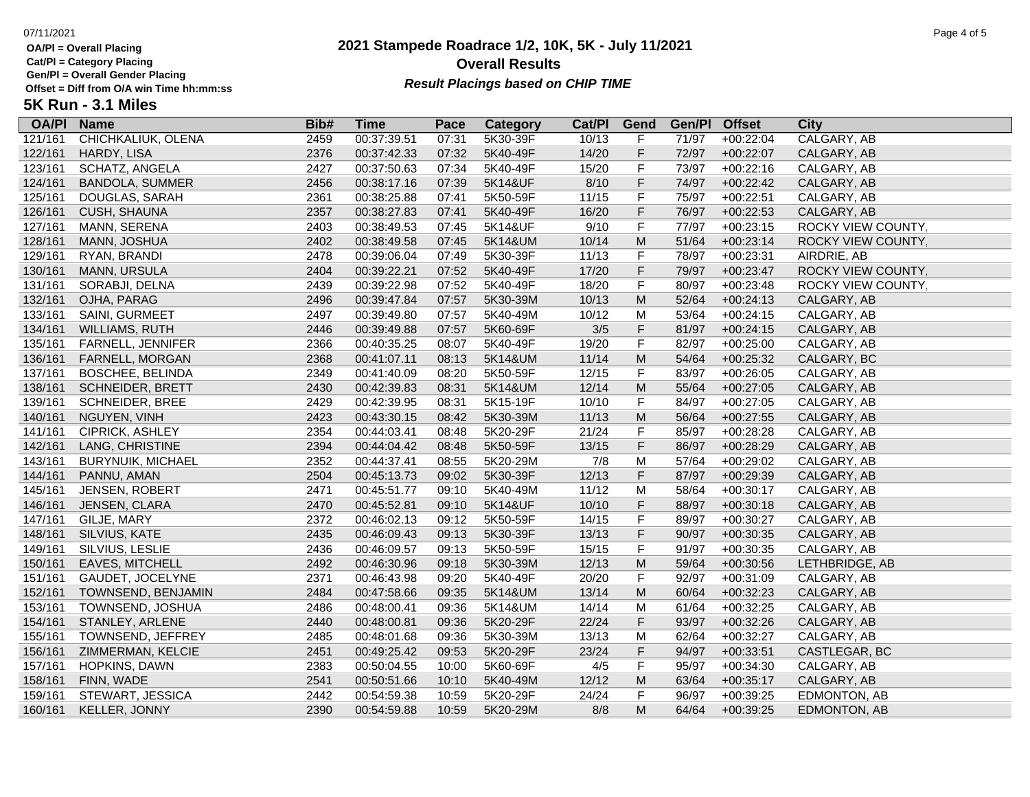# 2021 Stampede Roadrace 1/2, 10K, 5K - July 11/2021

**Overall Results**

***Result Placings based on CHIP TIME***

**OA/Pl = Overall Placing**
**Cat/Pl = Category Placing**
**Gen/Pl = Overall Gender Placing**
**Offset = Diff from O/A win Time hh:mm:ss**

## 5K Run - 3.1 Miles

| OA/Pl | Name | Bib# | Time | Pace | Category | Cat/Pl | Gend | Gen/Pl | Offset | City |
|---|---|---|---|---|---|---|---|---|---|---|
| 121/161 | CHICHKALIUK, OLENA | 2459 | 00:37:39.51 | 07:31 | 5K30-39F | 10/13 | F | 71/97 | +00:22:04 | CALGARY, AB |
| 122/161 | HARDY, LISA | 2376 | 00:37:42.33 | 07:32 | 5K40-49F | 14/20 | F | 72/97 | +00:22:07 | CALGARY, AB |
| 123/161 | SCHATZ, ANGELA | 2427 | 00:37:50.63 | 07:34 | 5K40-49F | 15/20 | F | 73/97 | +00:22:16 | CALGARY, AB |
| 124/161 | BANDOLA, SUMMER | 2456 | 00:38:17.16 | 07:39 | 5K14&UF | 8/10 | F | 74/97 | +00:22:42 | CALGARY, AB |
| 125/161 | DOUGLAS, SARAH | 2361 | 00:38:25.88 | 07:41 | 5K50-59F | 11/15 | F | 75/97 | +00:22:51 | CALGARY, AB |
| 126/161 | CUSH, SHAUNA | 2357 | 00:38:27.83 | 07:41 | 5K40-49F | 16/20 | F | 76/97 | +00:22:53 | CALGARY, AB |
| 127/161 | MANN, SERENA | 2403 | 00:38:49.53 | 07:45 | 5K14&UF | 9/10 | F | 77/97 | +00:23:15 | ROCKY VIEW COUNTY, |
| 128/161 | MANN, JOSHUA | 2402 | 00:38:49.58 | 07:45 | 5K14&UM | 10/14 | M | 51/64 | +00:23:14 | ROCKY VIEW COUNTY, |
| 129/161 | RYAN, BRANDI | 2478 | 00:39:06.04 | 07:49 | 5K30-39F | 11/13 | F | 78/97 | +00:23:31 | AIRDRIE, AB |
| 130/161 | MANN, URSULA | 2404 | 00:39:22.21 | 07:52 | 5K40-49F | 17/20 | F | 79/97 | +00:23:47 | ROCKY VIEW COUNTY, |
| 131/161 | SORABJI, DELNA | 2439 | 00:39:22.98 | 07:52 | 5K40-49F | 18/20 | F | 80/97 | +00:23:48 | ROCKY VIEW COUNTY, |
| 132/161 | OJHA, PARAG | 2496 | 00:39:47.84 | 07:57 | 5K30-39M | 10/13 | M | 52/64 | +00:24:13 | CALGARY, AB |
| 133/161 | SAINI, GURMEET | 2497 | 00:39:49.80 | 07:57 | 5K40-49M | 10/12 | M | 53/64 | +00:24:15 | CALGARY, AB |
| 134/161 | WILLIAMS, RUTH | 2446 | 00:39:49.88 | 07:57 | 5K60-69F | 3/5 | F | 81/97 | +00:24:15 | CALGARY, AB |
| 135/161 | FARNELL, JENNIFER | 2366 | 00:40:35.25 | 08:07 | 5K40-49F | 19/20 | F | 82/97 | +00:25:00 | CALGARY, AB |
| 136/161 | FARNELL, MORGAN | 2368 | 00:41:07.11 | 08:13 | 5K14&UM | 11/14 | M | 54/64 | +00:25:32 | CALGARY, BC |
| 137/161 | BOSCHEE, BELINDA | 2349 | 00:41:40.09 | 08:20 | 5K50-59F | 12/15 | F | 83/97 | +00:26:05 | CALGARY, AB |
| 138/161 | SCHNEIDER, BRETT | 2430 | 00:42:39.83 | 08:31 | 5K14&UM | 12/14 | M | 55/64 | +00:27:05 | CALGARY, AB |
| 139/161 | SCHNEIDER, BREE | 2429 | 00:42:39.95 | 08:31 | 5K15-19F | 10/10 | F | 84/97 | +00:27:05 | CALGARY, AB |
| 140/161 | NGUYEN, VINH | 2423 | 00:43:30.15 | 08:42 | 5K30-39M | 11/13 | M | 56/64 | +00:27:55 | CALGARY, AB |
| 141/161 | CIPRICK, ASHLEY | 2354 | 00:44:03.41 | 08:48 | 5K20-29F | 21/24 | F | 85/97 | +00:28:28 | CALGARY, AB |
| 142/161 | LANG, CHRISTINE | 2394 | 00:44:04.42 | 08:48 | 5K50-59F | 13/15 | F | 86/97 | +00:28:29 | CALGARY, AB |
| 143/161 | BURYNUIK, MICHAEL | 2352 | 00:44:37.41 | 08:55 | 5K20-29M | 7/8 | M | 57/64 | +00:29:02 | CALGARY, AB |
| 144/161 | PANNU, AMAN | 2504 | 00:45:13.73 | 09:02 | 5K30-39F | 12/13 | F | 87/97 | +00:29:39 | CALGARY, AB |
| 145/161 | JENSEN, ROBERT | 2471 | 00:45:51.77 | 09:10 | 5K40-49M | 11/12 | M | 58/64 | +00:30:17 | CALGARY, AB |
| 146/161 | JENSEN, CLARA | 2470 | 00:45:52.81 | 09:10 | 5K14&UF | 10/10 | F | 88/97 | +00:30:18 | CALGARY, AB |
| 147/161 | GILJE, MARY | 2372 | 00:46:02.13 | 09:12 | 5K50-59F | 14/15 | F | 89/97 | +00:30:27 | CALGARY, AB |
| 148/161 | SILVIUS, KATE | 2435 | 00:46:09.43 | 09:13 | 5K30-39F | 13/13 | F | 90/97 | +00:30:35 | CALGARY, AB |
| 149/161 | SILVIUS, LESLIE | 2436 | 00:46:09.57 | 09:13 | 5K50-59F | 15/15 | F | 91/97 | +00:30:35 | CALGARY, AB |
| 150/161 | EAVES, MITCHELL | 2492 | 00:46:30.96 | 09:18 | 5K30-39M | 12/13 | M | 59/64 | +00:30:56 | LETHBRIDGE, AB |
| 151/161 | GAUDET, JOCELYNE | 2371 | 00:46:43.98 | 09:20 | 5K40-49F | 20/20 | F | 92/97 | +00:31:09 | CALGARY, AB |
| 152/161 | TOWNSEND, BENJAMIN | 2484 | 00:47:58.66 | 09:35 | 5K14&UM | 13/14 | M | 60/64 | +00:32:23 | CALGARY, AB |
| 153/161 | TOWNSEND, JOSHUA | 2486 | 00:48:00.41 | 09:36 | 5K14&UM | 14/14 | M | 61/64 | +00:32:25 | CALGARY, AB |
| 154/161 | STANLEY, ARLENE | 2440 | 00:48:00.81 | 09:36 | 5K20-29F | 22/24 | F | 93/97 | +00:32:26 | CALGARY, AB |
| 155/161 | TOWNSEND, JEFFREY | 2485 | 00:48:01.68 | 09:36 | 5K30-39M | 13/13 | M | 62/64 | +00:32:27 | CALGARY, AB |
| 156/161 | ZIMMERMAN, KELCIE | 2451 | 00:49:25.42 | 09:53 | 5K20-29F | 23/24 | F | 94/97 | +00:33:51 | CASTLEGAR, BC |
| 157/161 | HOPKINS, DAWN | 2383 | 00:50:04.55 | 10:00 | 5K60-69F | 4/5 | F | 95/97 | +00:34:30 | CALGARY, AB |
| 158/161 | FINN, WADE | 2541 | 00:50:51.66 | 10:10 | 5K40-49M | 12/12 | M | 63/64 | +00:35:17 | CALGARY, AB |
| 159/161 | STEWART, JESSICA | 2442 | 00:54:59.38 | 10:59 | 5K20-29F | 24/24 | F | 96/97 | +00:39:25 | EDMONTON, AB |
| 160/161 | KELLER, JONNY | 2390 | 00:54:59.88 | 10:59 | 5K20-29M | 8/8 | M | 64/64 | +00:39:25 | EDMONTON, AB |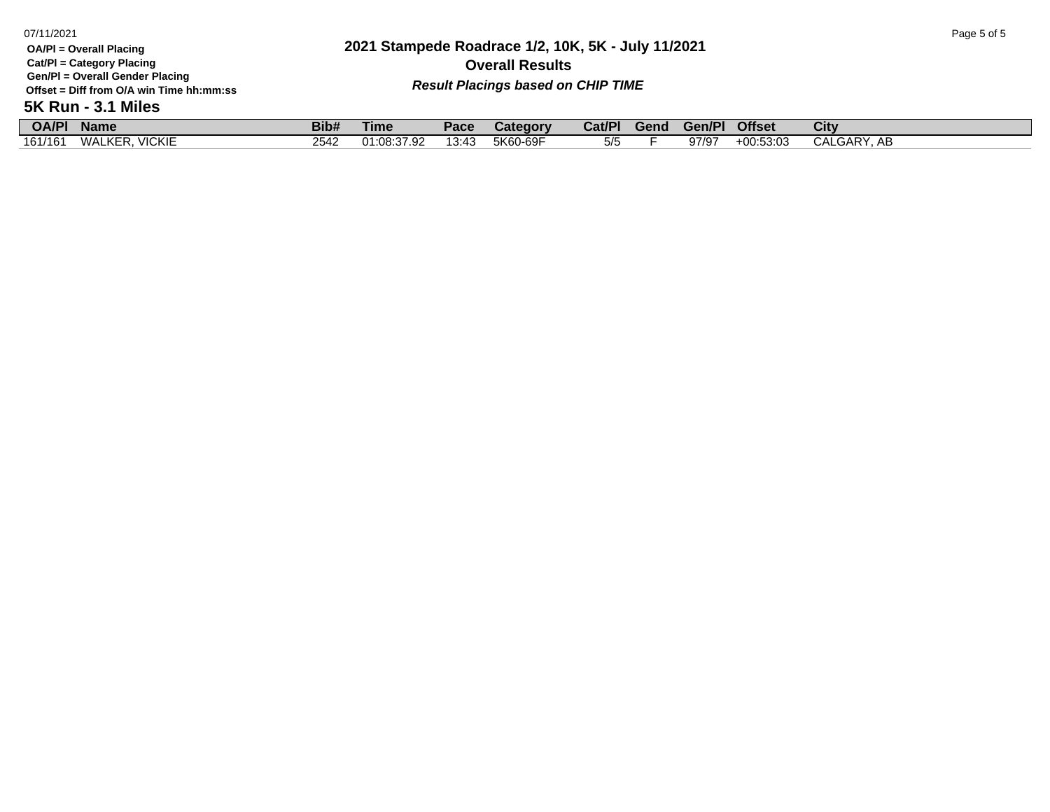## 5K Run - 3.1 Miles

| OA/Pl | Name | Bib# | Time | Pace | Category | Cat/Pl | Gend | Gen/Pl | Offset | City |
|---|---|---|---|---|---|---|---|---|---|---|
| 161/161 | WALKER, VICKIE | 2542 | 01:08:37.92 | 13:43 | 5K60-69F | 5/5 | F | 97/97 | +00:53:03 | CALGARY, AB |